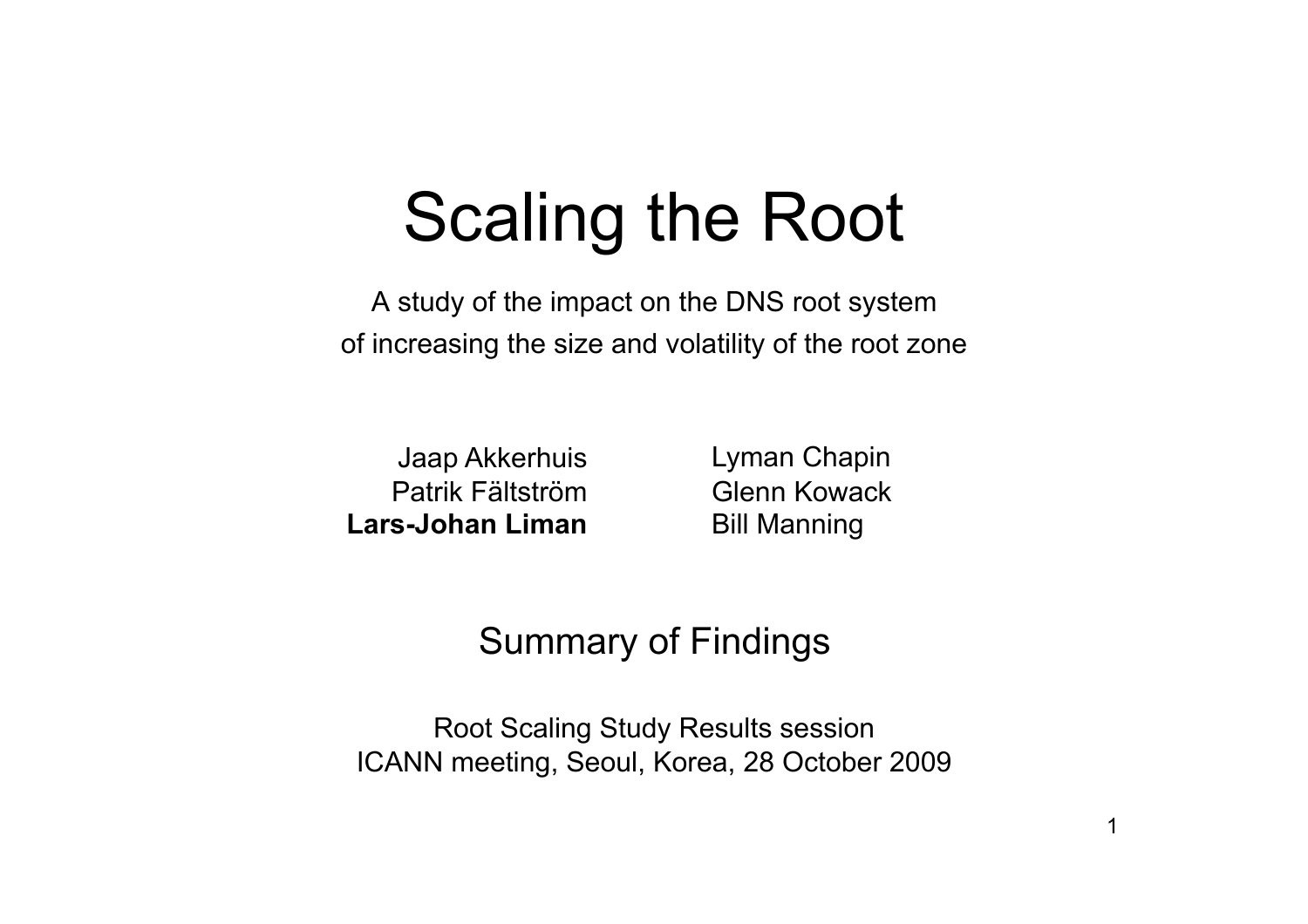# Scaling the Root

A study of the impact on the DNS root system
of increasing the size and volatility of the root zone

Jaap Akkerhuis
Patrik Fältström
**Lars-Johan Liman**

Lyman Chapin
Glenn Kowack
Bill Manning

## Summary of Findings

Root Scaling Study Results session
ICANN meeting, Seoul, Korea, 28 October 2009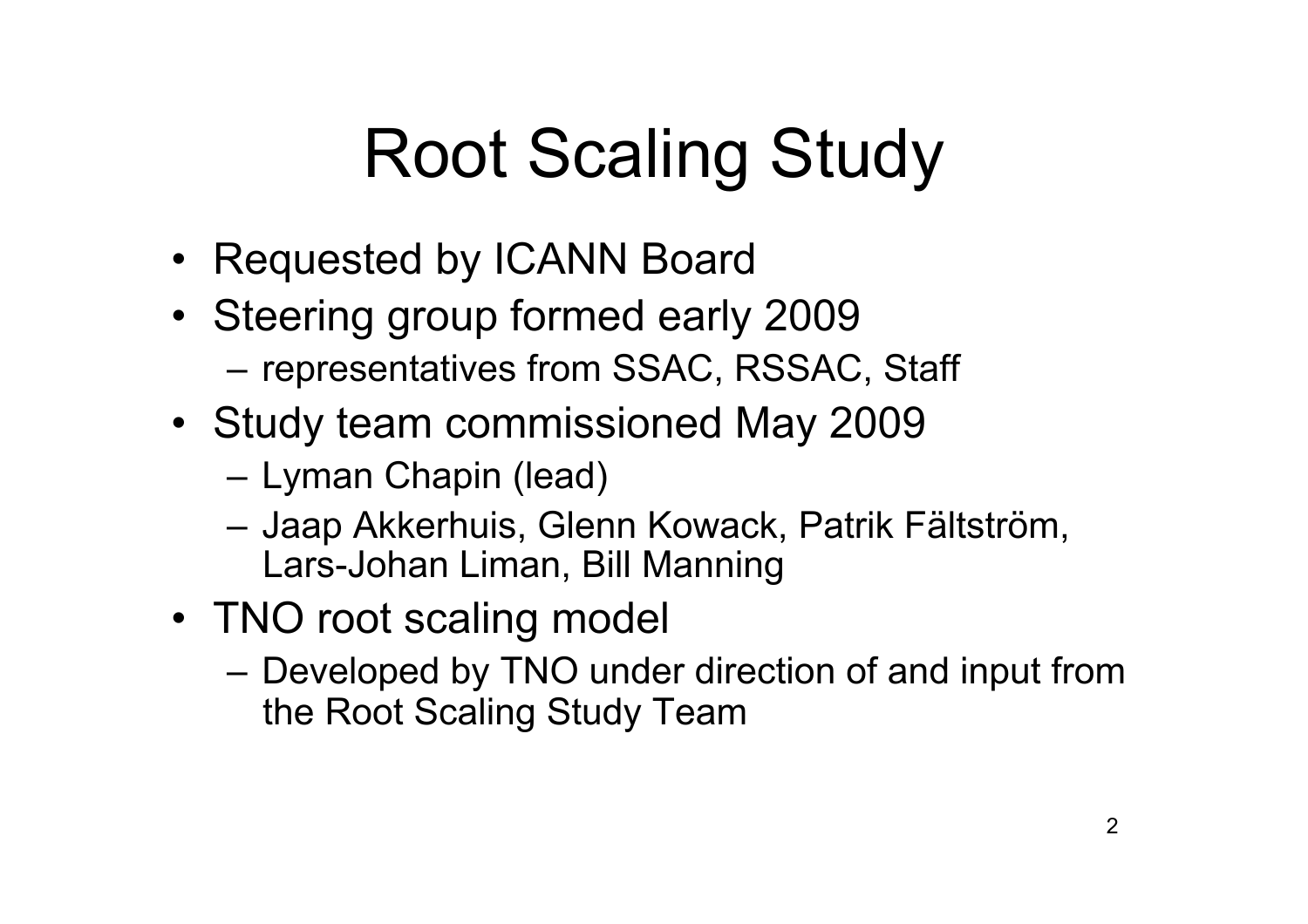# Root Scaling Study

- Requested by ICANN Board
- Steering group formed early 2009
  - representatives from SSAC, RSSAC, Staff
- Study team commissioned May 2009
  - Lyman Chapin (lead)
  - Jaap Akkerhuis, Glenn Kowack, Patrik Fältström, Lars-Johan Liman, Bill Manning
- TNO root scaling model
  - Developed by TNO under direction of and input from the Root Scaling Study Team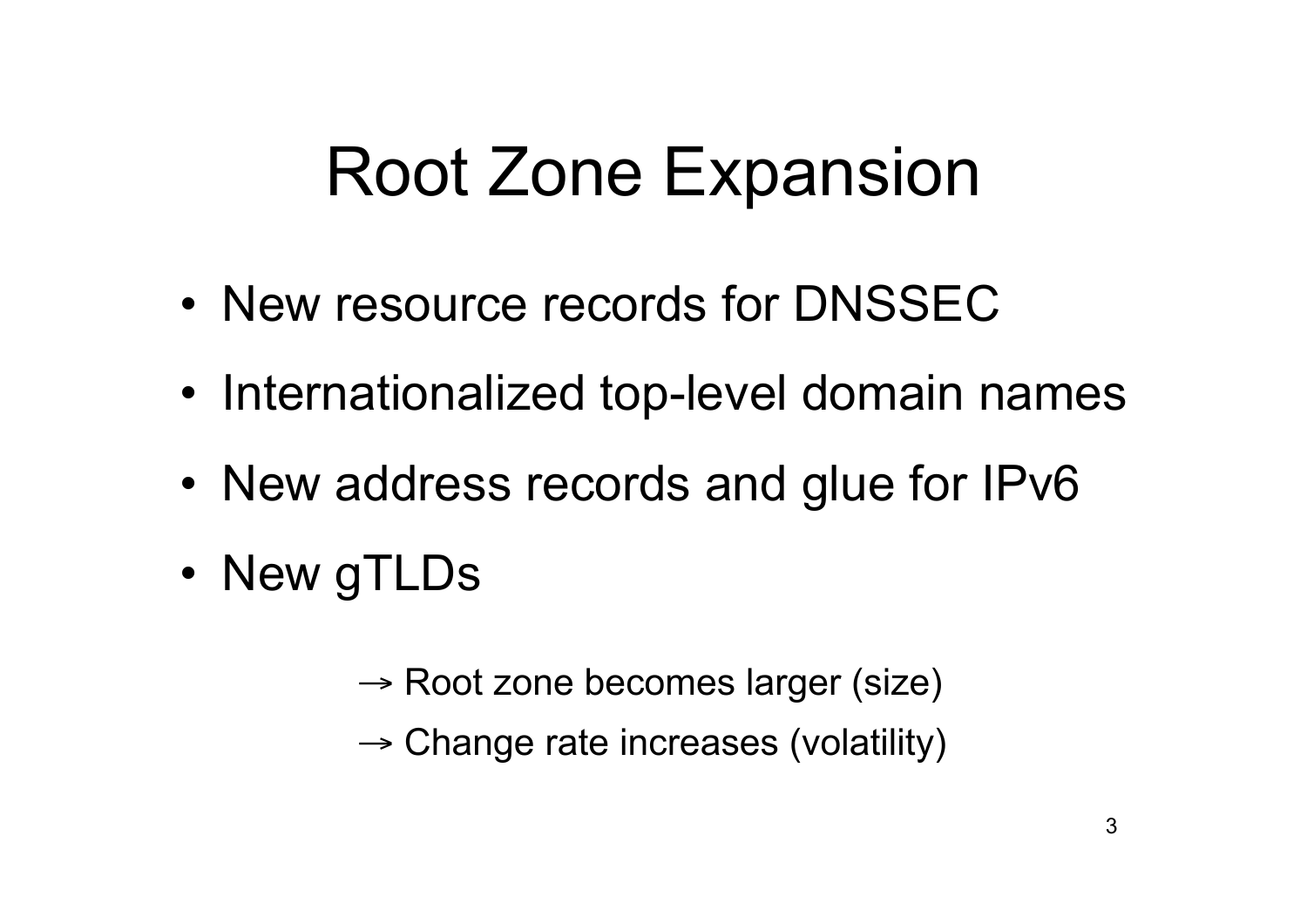# Root Zone Expansion

- New resource records for DNSSEC
- Internationalized top-level domain names
- New address records and glue for IPv6
- New gTLDs

→ Root zone becomes larger (size)

→ Change rate increases (volatility)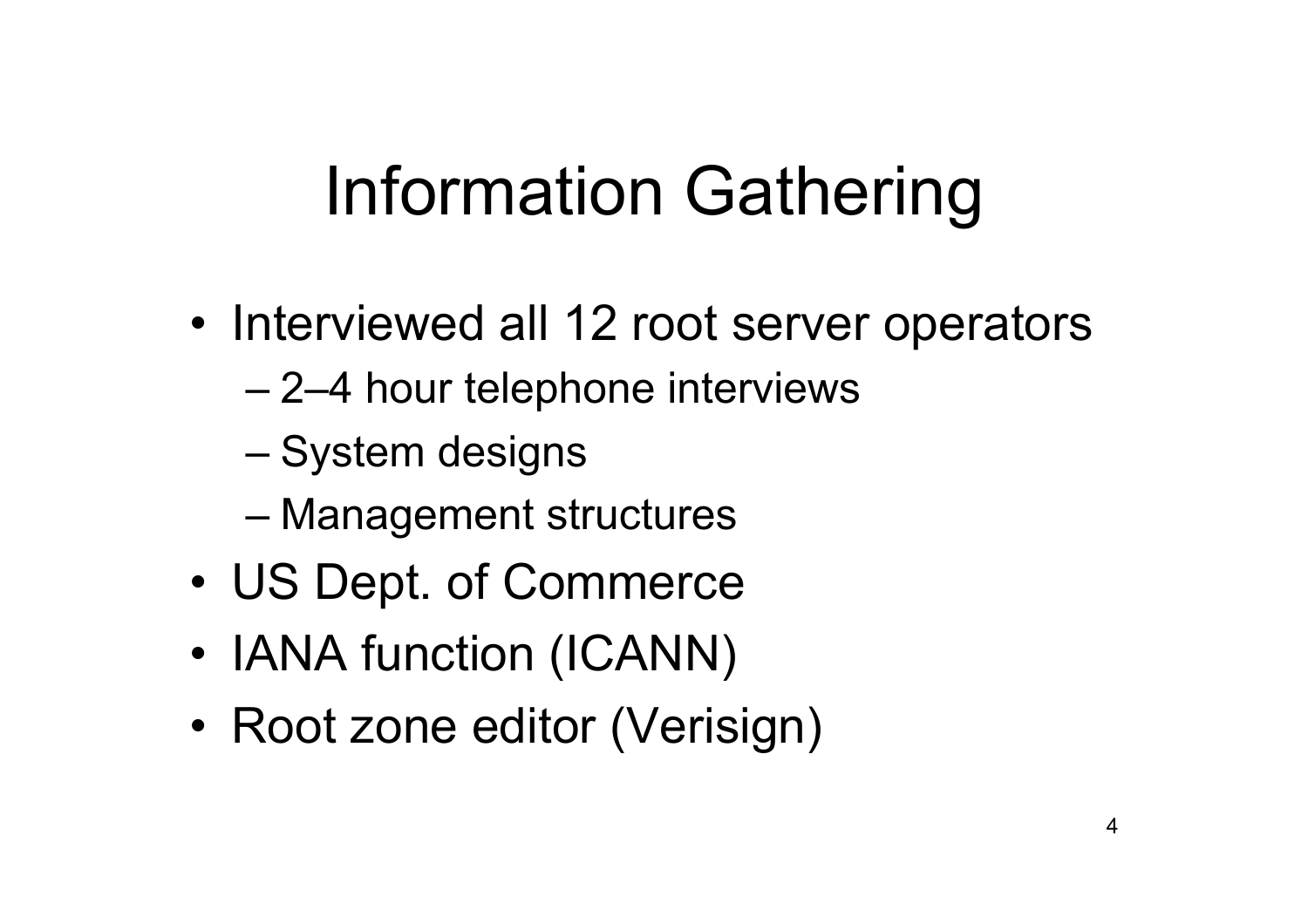# Information Gathering

- Interviewed all 12 root server operators
  - 2–4 hour telephone interviews
  - System designs
  - Management structures
- US Dept. of Commerce
- IANA function (ICANN)
- Root zone editor (Verisign)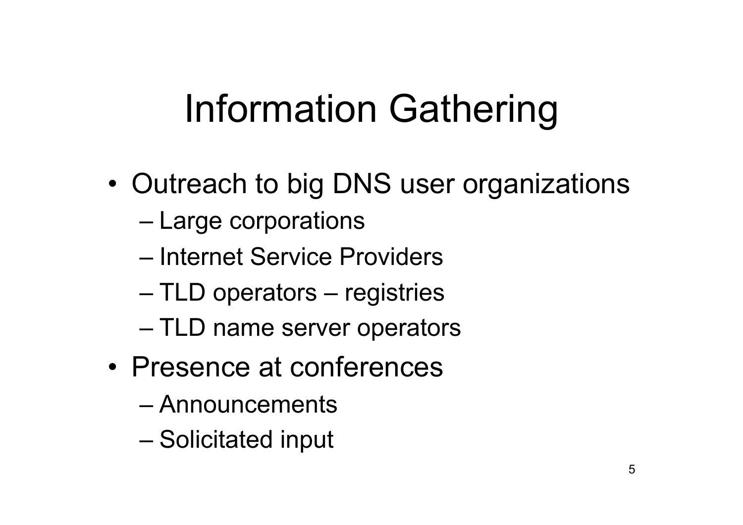# Information Gathering

- Outreach to big DNS user organizations
  - Large corporations
  - Internet Service Providers
  - TLD operators – registries
  - TLD name server operators
- Presence at conferences
  - Announcements
  - Solicitated input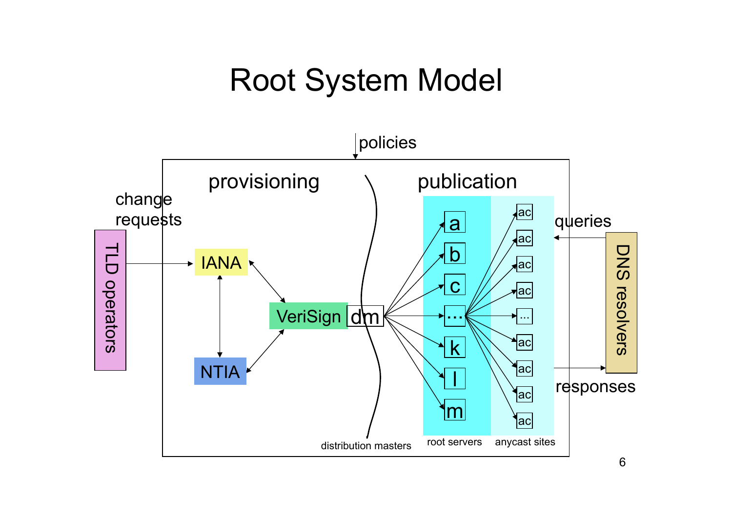# Root System Model

policies

provisioning

publication

change requests

TLD operators

IANA

NTIA

VeriSign

dm

a

b

c

...

k

l

m

ac

ac

ac

ac

...

ac

ac

ac

ac

queries

responses

DNS resolvers

distribution masters

root servers

anycast sites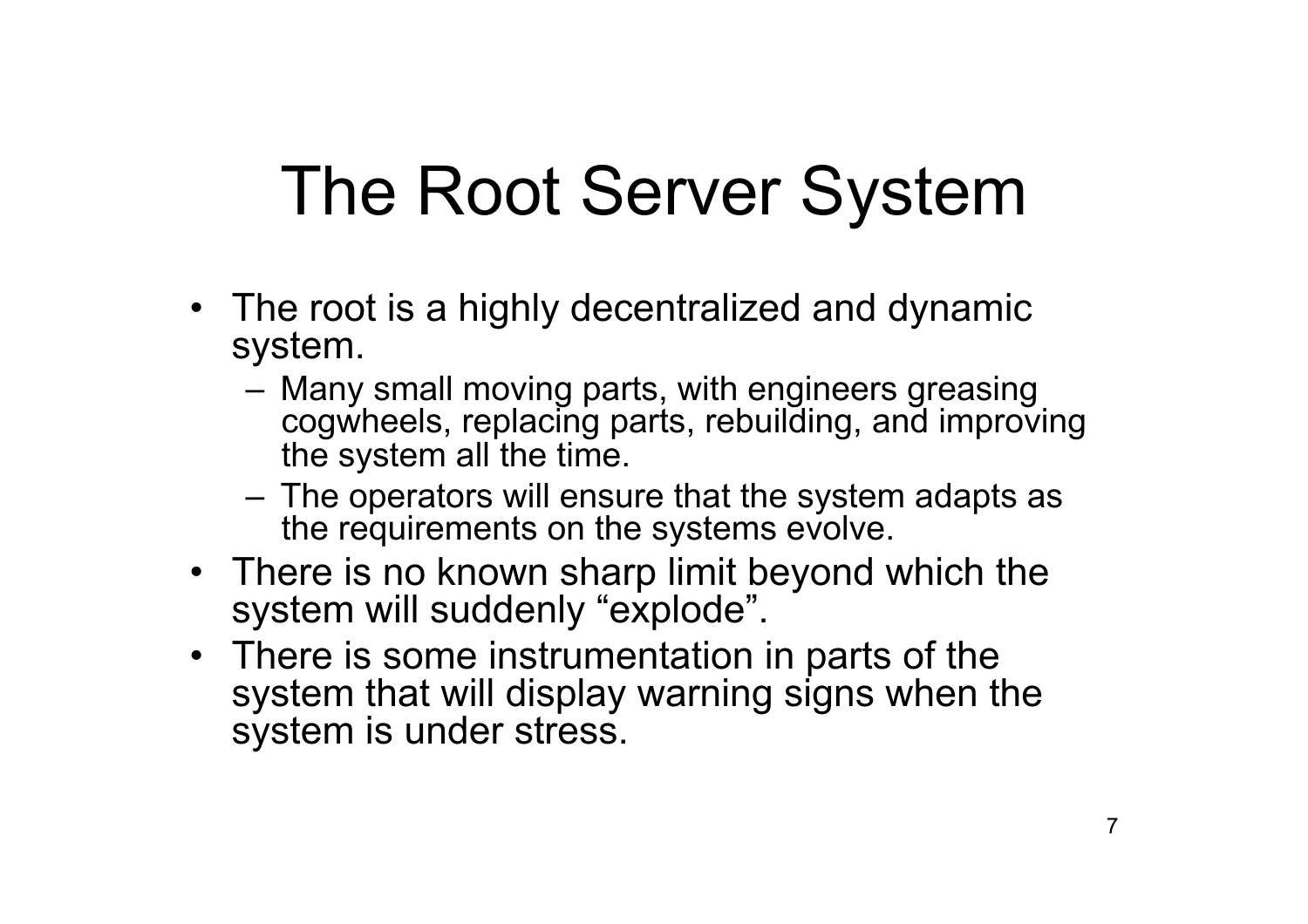# The Root Server System

- The root is a highly decentralized and dynamic system.
  - Many small moving parts, with engineers greasing cogwheels, replacing parts, rebuilding, and improving the system all the time.
  - The operators will ensure that the system adapts as the requirements on the systems evolve.
- There is no known sharp limit beyond which the system will suddenly "explode".
- There is some instrumentation in parts of the system that will display warning signs when the system is under stress.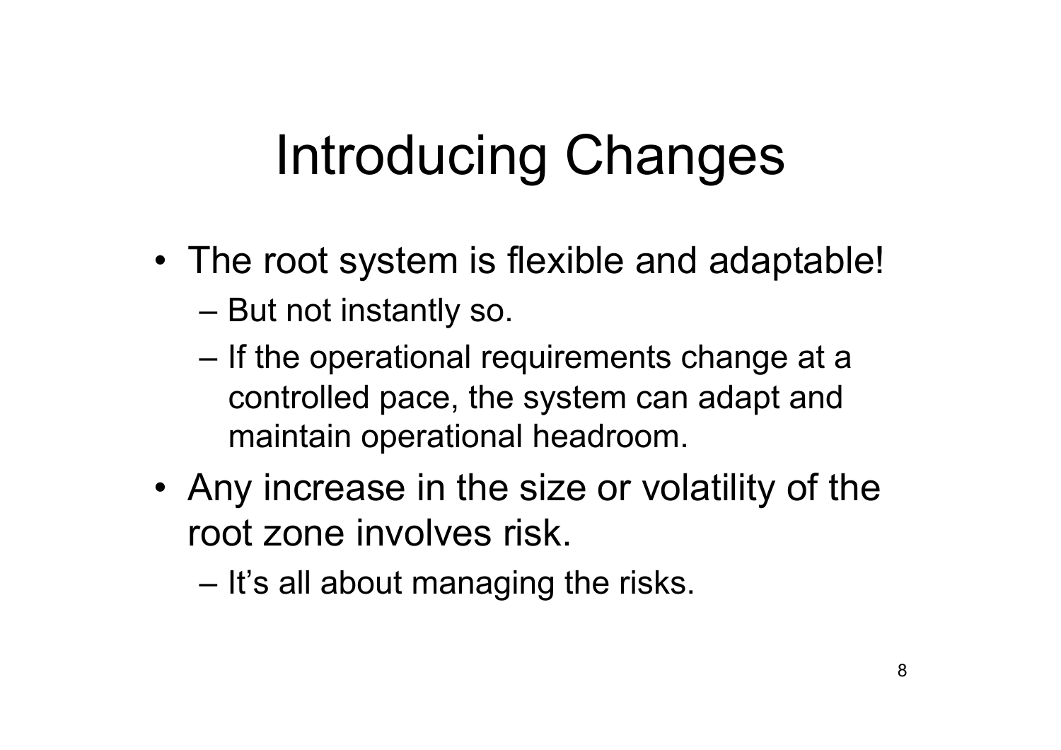# Introducing Changes

- The root system is flexible and adaptable!
  - But not instantly so.
  - If the operational requirements change at a controlled pace, the system can adapt and maintain operational headroom.
- Any increase in the size or volatility of the root zone involves risk.
  - It's all about managing the risks.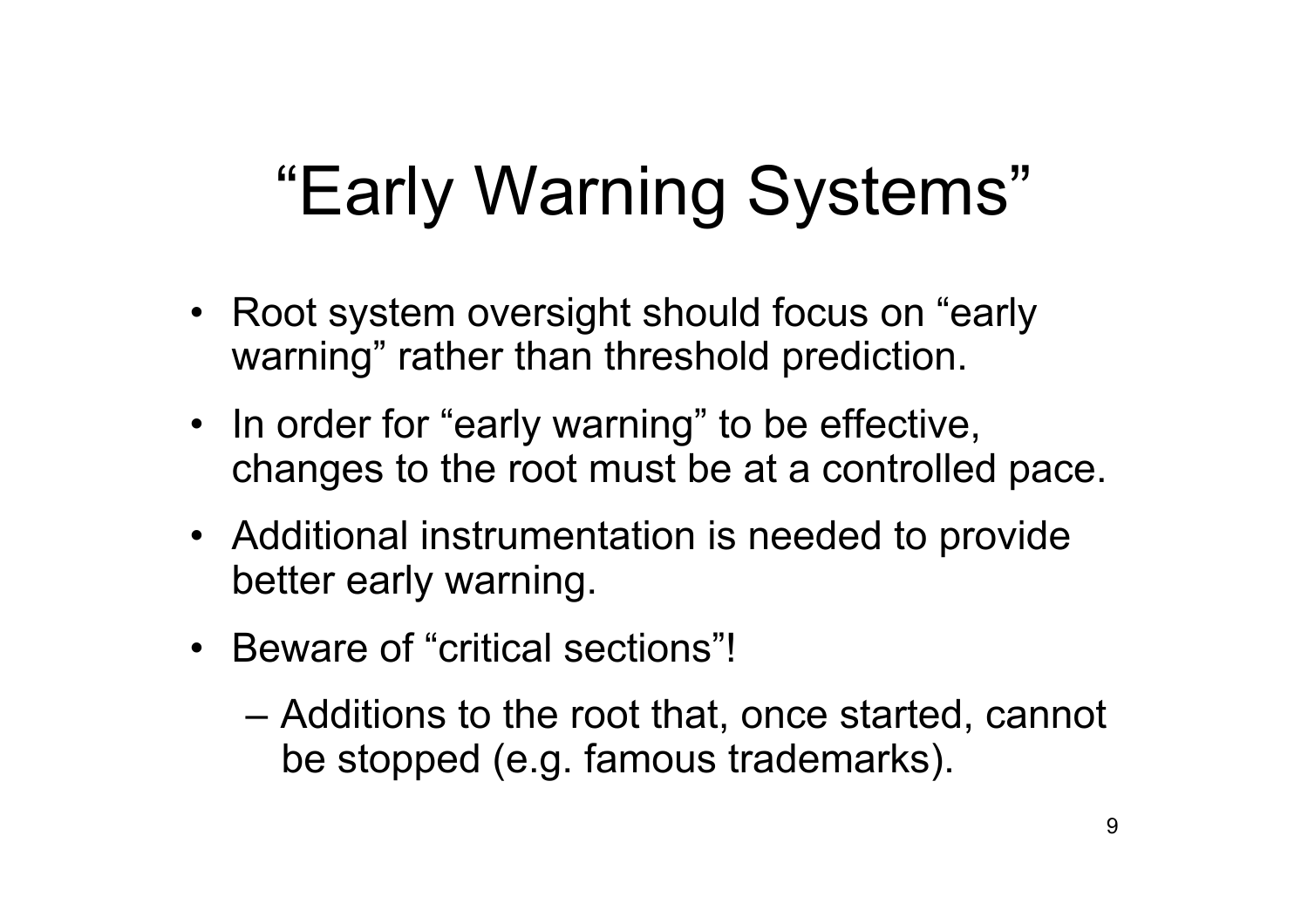# “Early Warning Systems”

- Root system oversight should focus on “early warning” rather than threshold prediction.
- In order for “early warning” to be effective, changes to the root must be at a controlled pace.
- Additional instrumentation is needed to provide better early warning.
- Beware of “critical sections”!
  - Additions to the root that, once started, cannot be stopped (e.g. famous trademarks).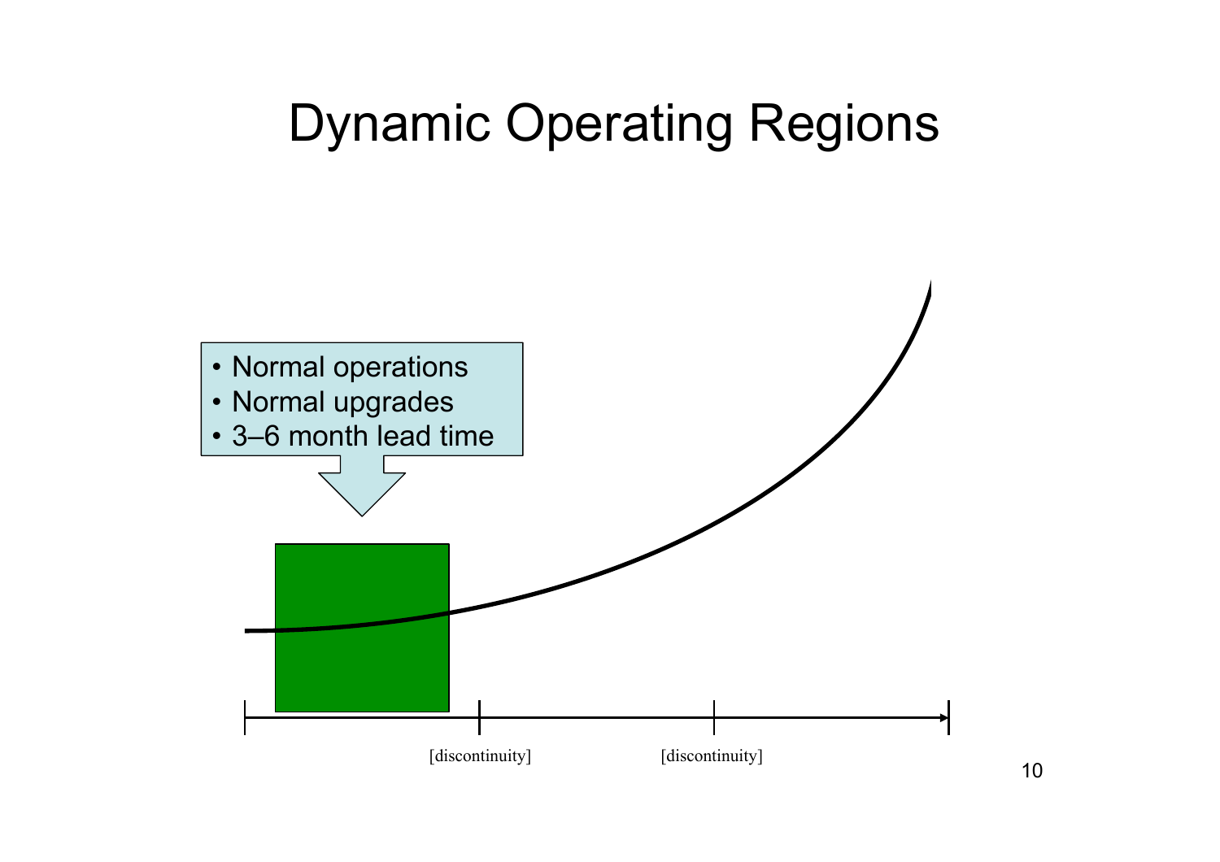# Dynamic Operating Regions

- Normal operations
- Normal upgrades
- 3–6 month lead time

[discontinuity]

[discontinuity]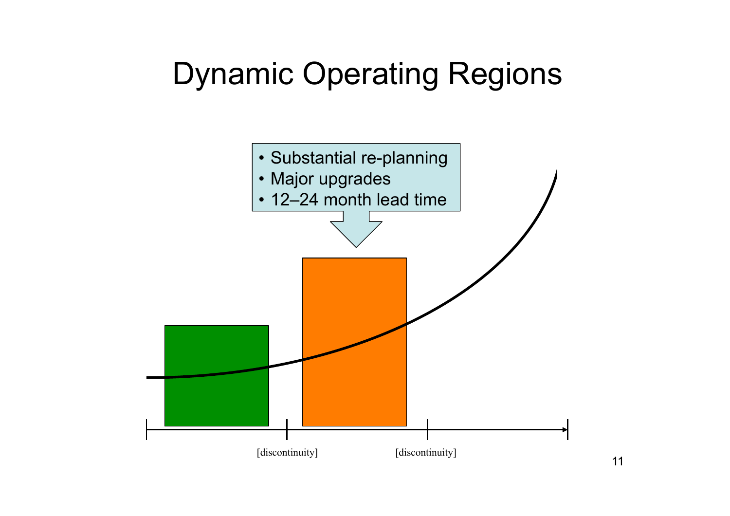# Dynamic Operating Regions

- Substantial re-planning
- Major upgrades
- 12–24 month lead time

[discontinuity]

[discontinuity]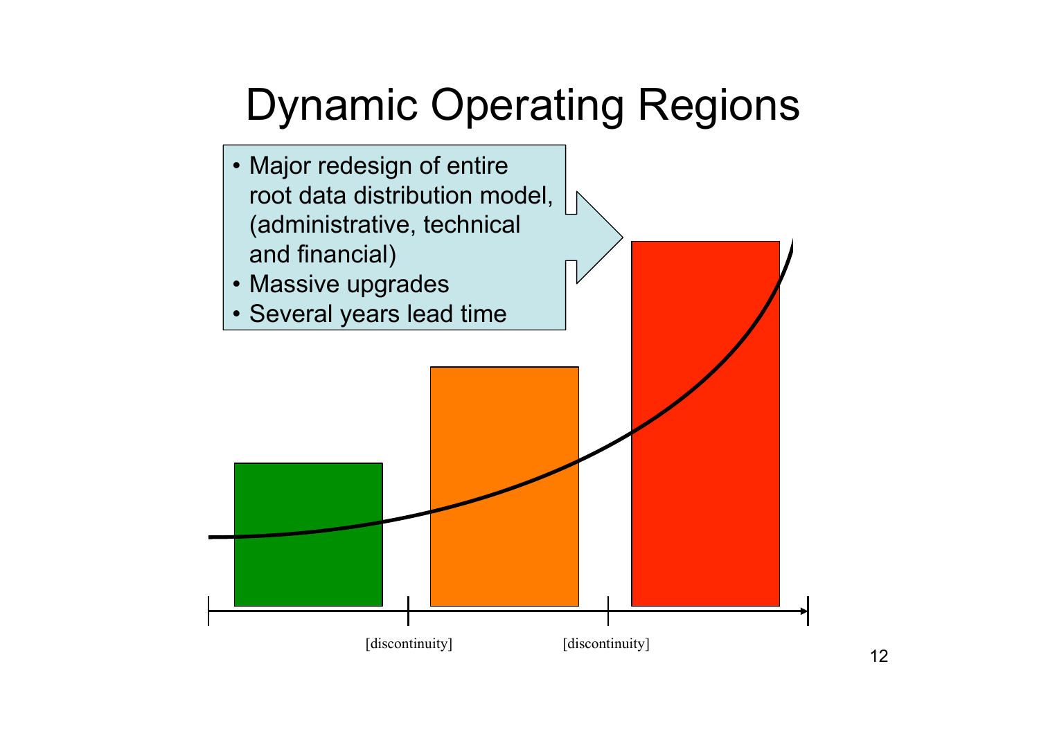# Dynamic Operating Regions

- Major redesign of entire root data distribution model, (administrative, technical and financial)
- Massive upgrades
- Several years lead time

[discontinuity]

[discontinuity]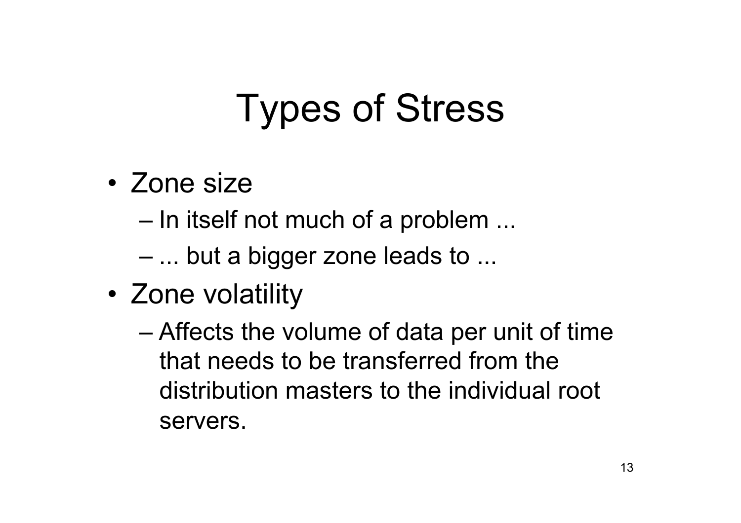# Types of Stress

- Zone size
  - In itself not much of a problem ...
  - ... but a bigger zone leads to ...
- Zone volatility
  - Affects the volume of data per unit of time that needs to be transferred from the distribution masters to the individual root servers.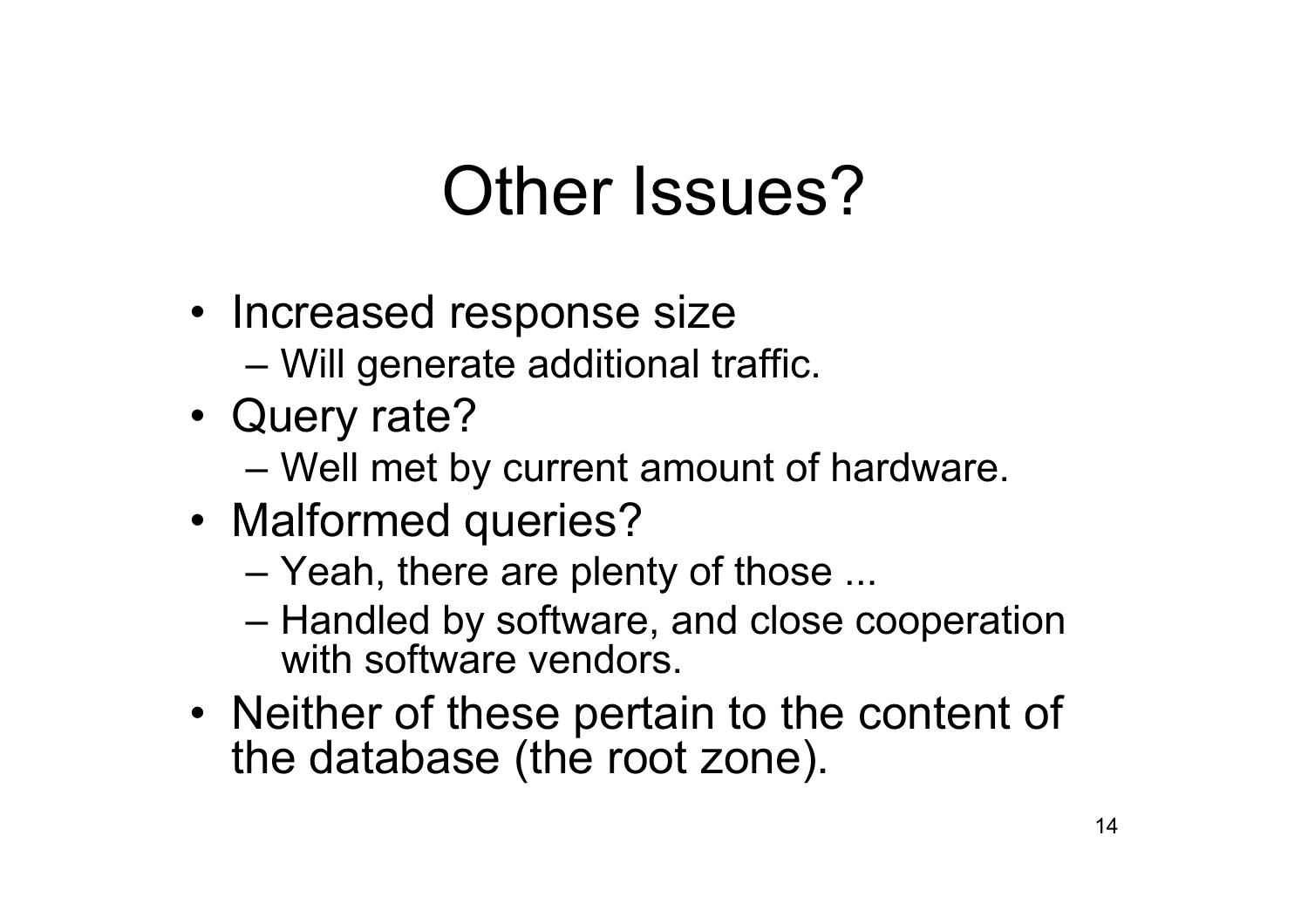# Other Issues?

- Increased response size
  - Will generate additional traffic.
- Query rate?
  - Well met by current amount of hardware.
- Malformed queries?
  - Yeah, there are plenty of those ...
  - Handled by software, and close cooperation with software vendors.
- Neither of these pertain to the content of the database (the root zone).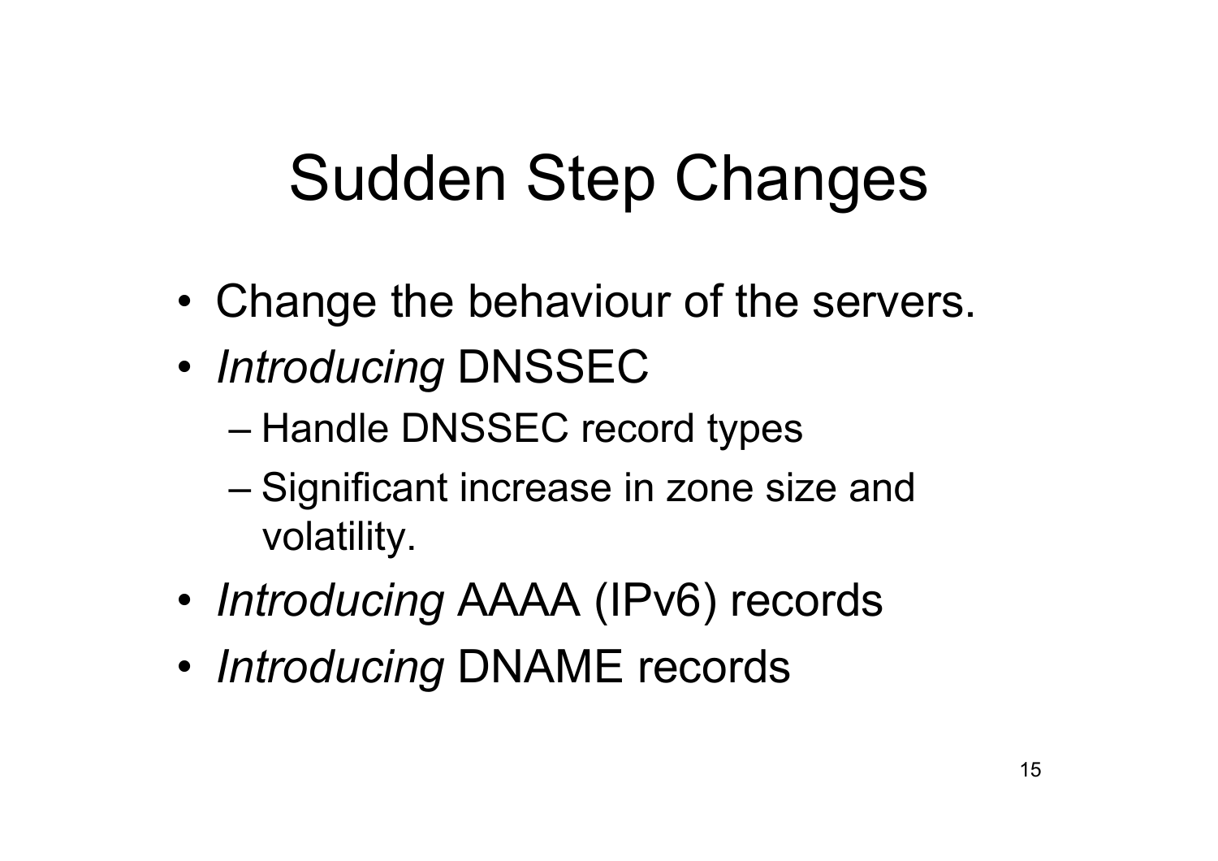# Sudden Step Changes

- Change the behaviour of the servers.
- *Introducing* DNSSEC
  - Handle DNSSEC record types
  - Significant increase in zone size and volatility.
- *Introducing* AAAA (IPv6) records
- *Introducing* DNAME records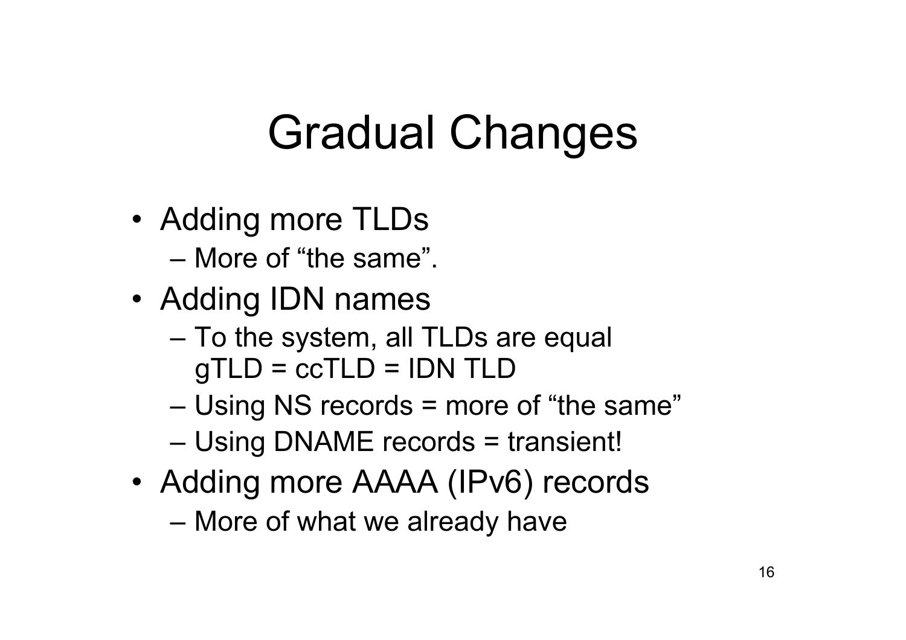# Gradual Changes

- Adding more TLDs
  - More of “the same”.
- Adding IDN names
  - To the system, all TLDs are equal
    gTLD = ccTLD = IDN TLD
  - Using NS records = more of “the same”
  - Using DNAME records = transient!
- Adding more AAAA (IPv6) records
  - More of what we already have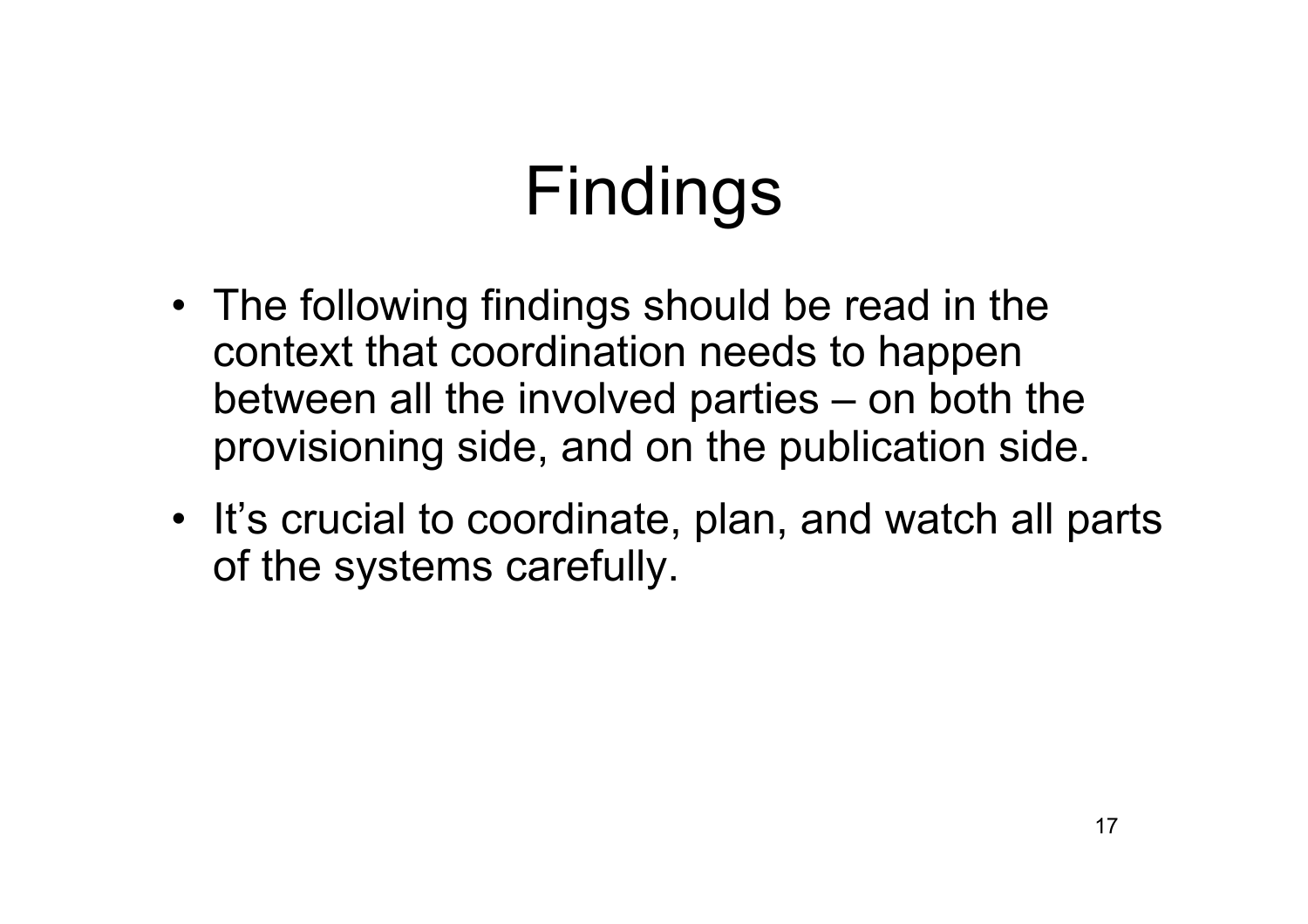# Findings

- The following findings should be read in the context that coordination needs to happen between all the involved parties – on both the provisioning side, and on the publication side.
- It's crucial to coordinate, plan, and watch all parts of the systems carefully.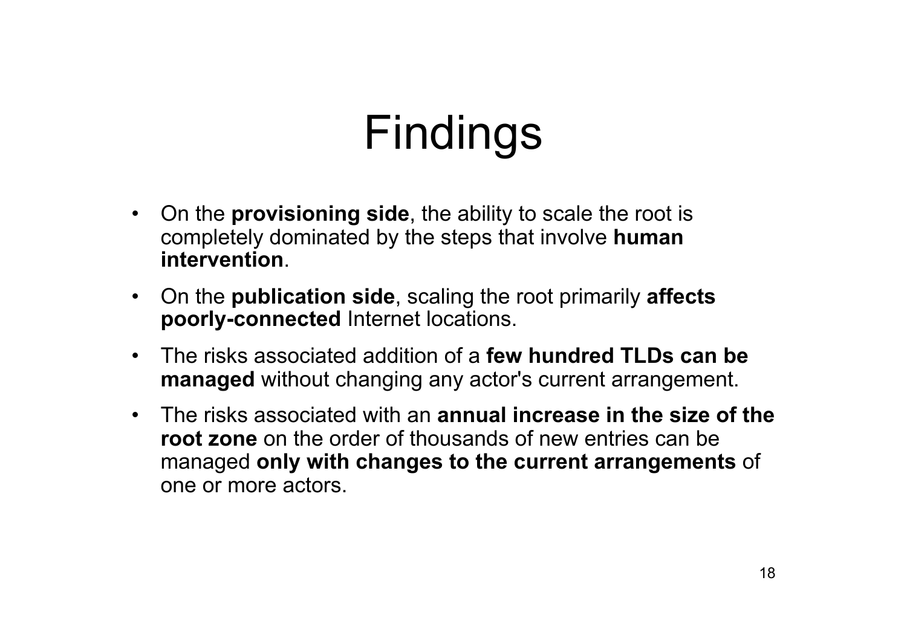# Findings

- On the **provisioning side**, the ability to scale the root is completely dominated by the steps that involve **human intervention**.
- On the **publication side**, scaling the root primarily **affects poorly-connected** Internet locations.
- The risks associated addition of a **few hundred TLDs can be managed** without changing any actor's current arrangement.
- The risks associated with an **annual increase in the size of the root zone** on the order of thousands of new entries can be managed **only with changes to the current arrangements** of one or more actors.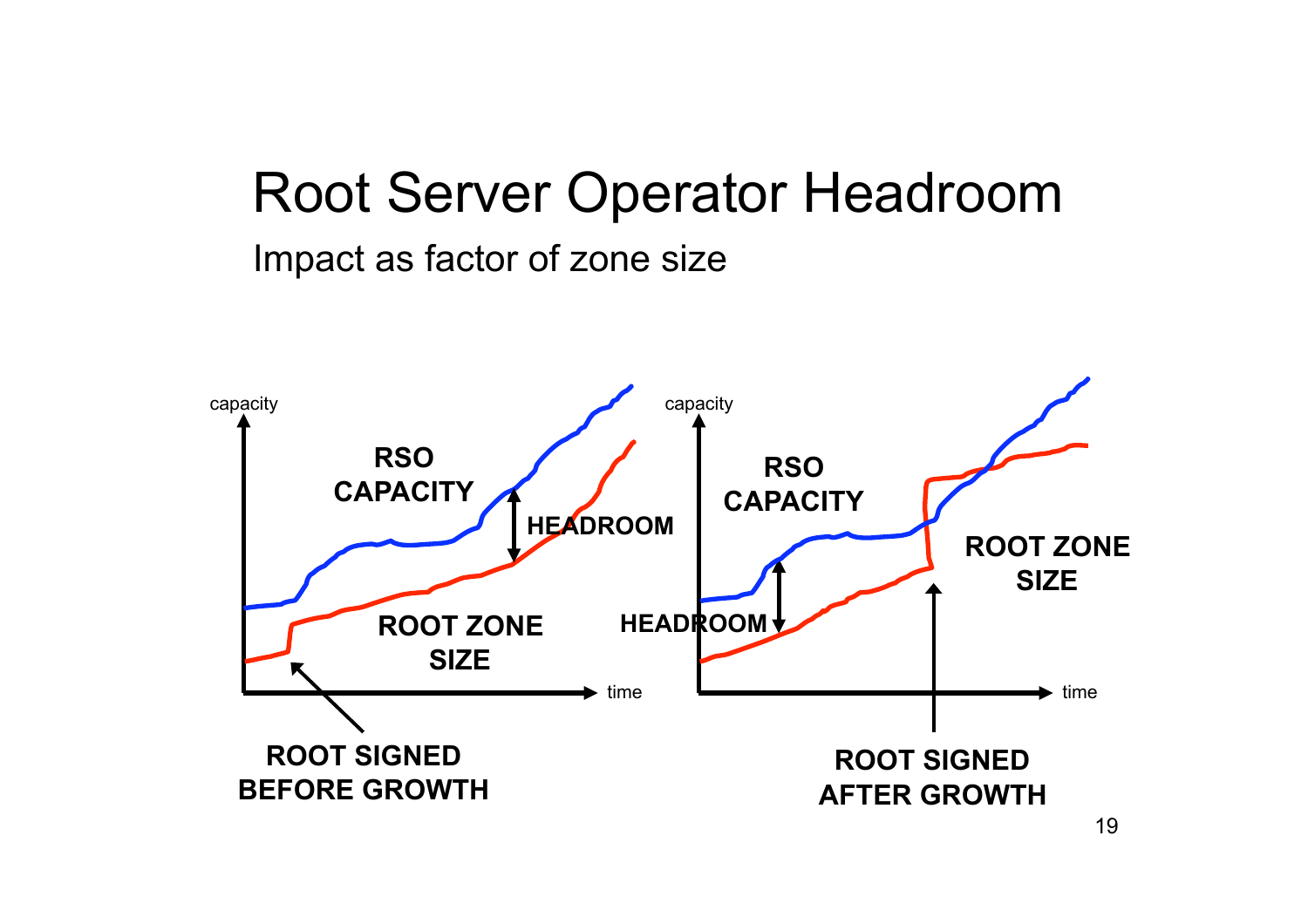# Root Server Operator Headroom

Impact as factor of zone size

capacity

RSO CAPACITY

HEADROOM

ROOT ZONE SIZE

time

ROOT SIGNED BEFORE GROWTH

capacity

RSO CAPACITY

HEADROOM

ROOT ZONE SIZE

time

ROOT SIGNED AFTER GROWTH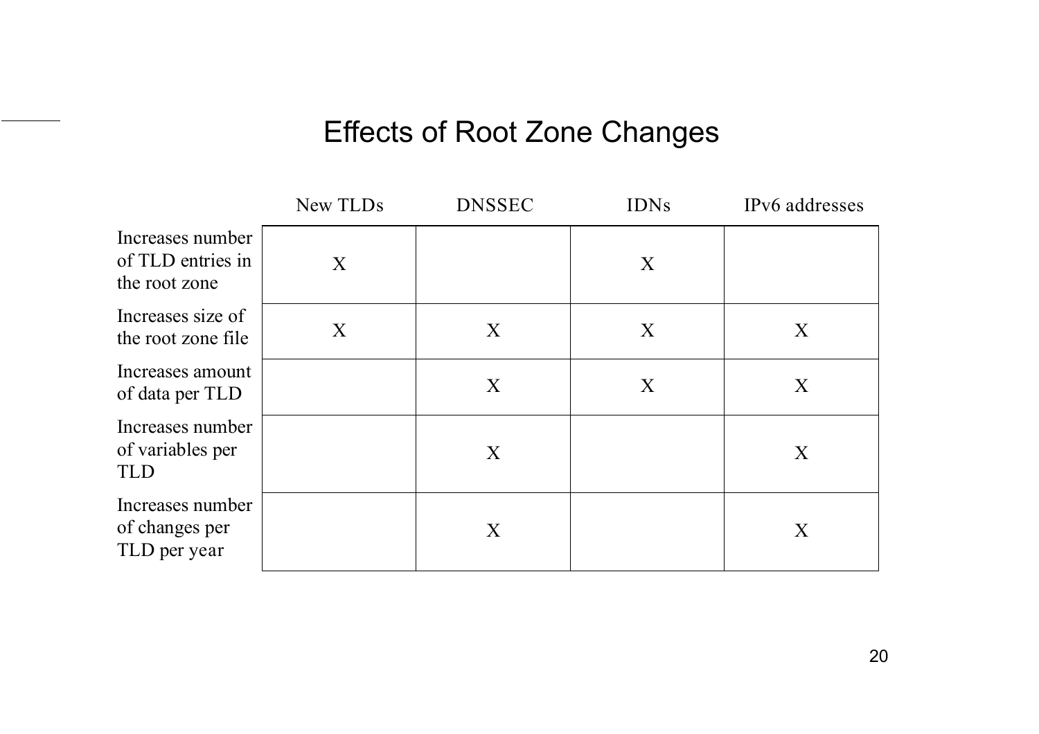# Effects of Root Zone Changes

| | New TLDs | DNSSEC | IDNs | IPv6 addresses |
|---|---|---|---|---|
| Increases number of TLD entries in the root zone | X | | X | |
| Increases size of the root zone file | X | X | X | X |
| Increases amount of data per TLD | | X | X | X |
| Increases number of variables per TLD | | X | | X |
| Increases number of changes per TLD per year | | X | | X |